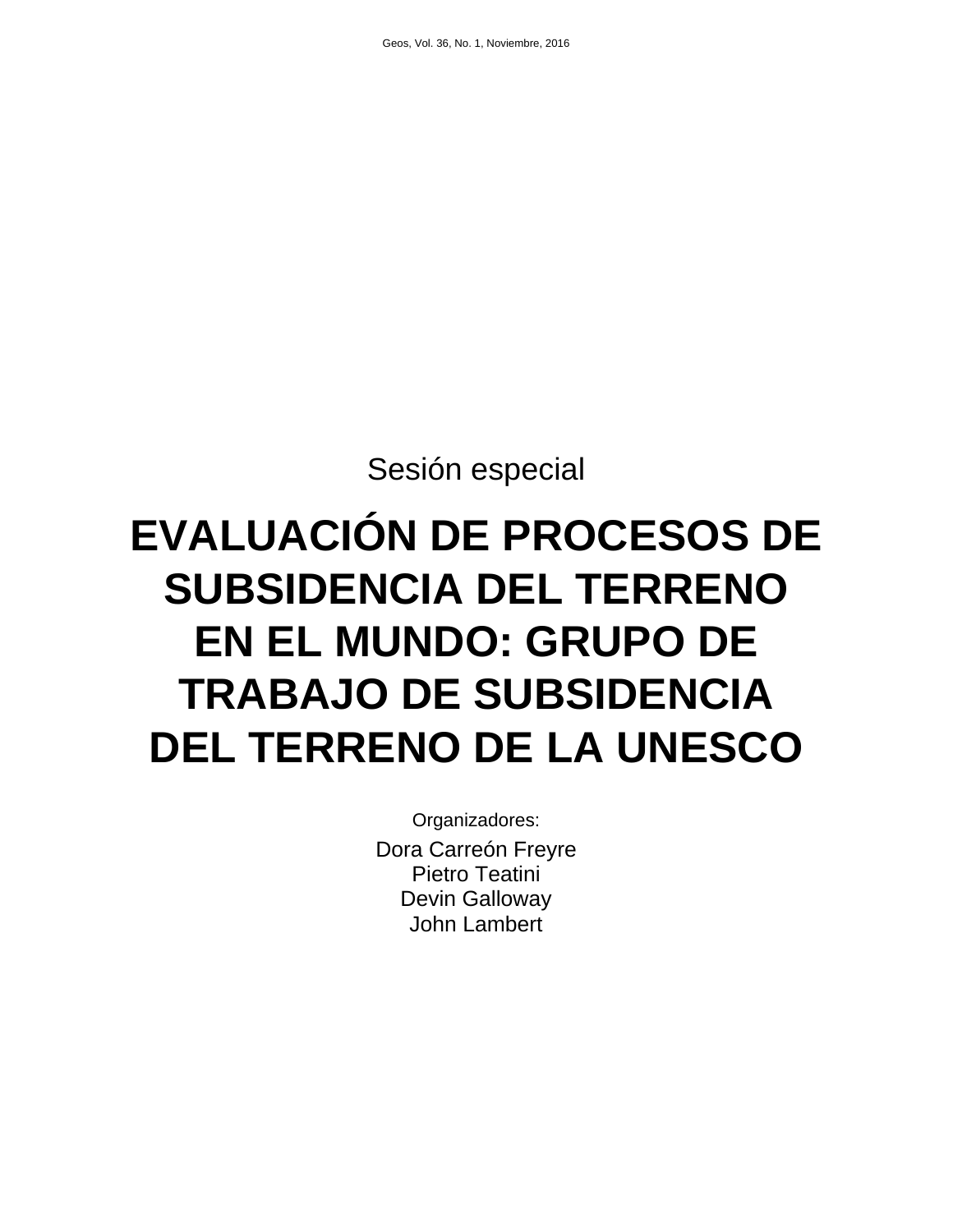Sesión especial

# EVALUACIÓN DE PROCESOS DE SUBSIDENCIA DEL TERRENO EN EL MUNDO: GRUPO DE TRABAJO DE SUBSIDENCIA DEL TERRENO DE LA UNESCO

Organizadores:

Dora Carreón Freyre
Pietro Teatini
Devin Galloway
John Lambert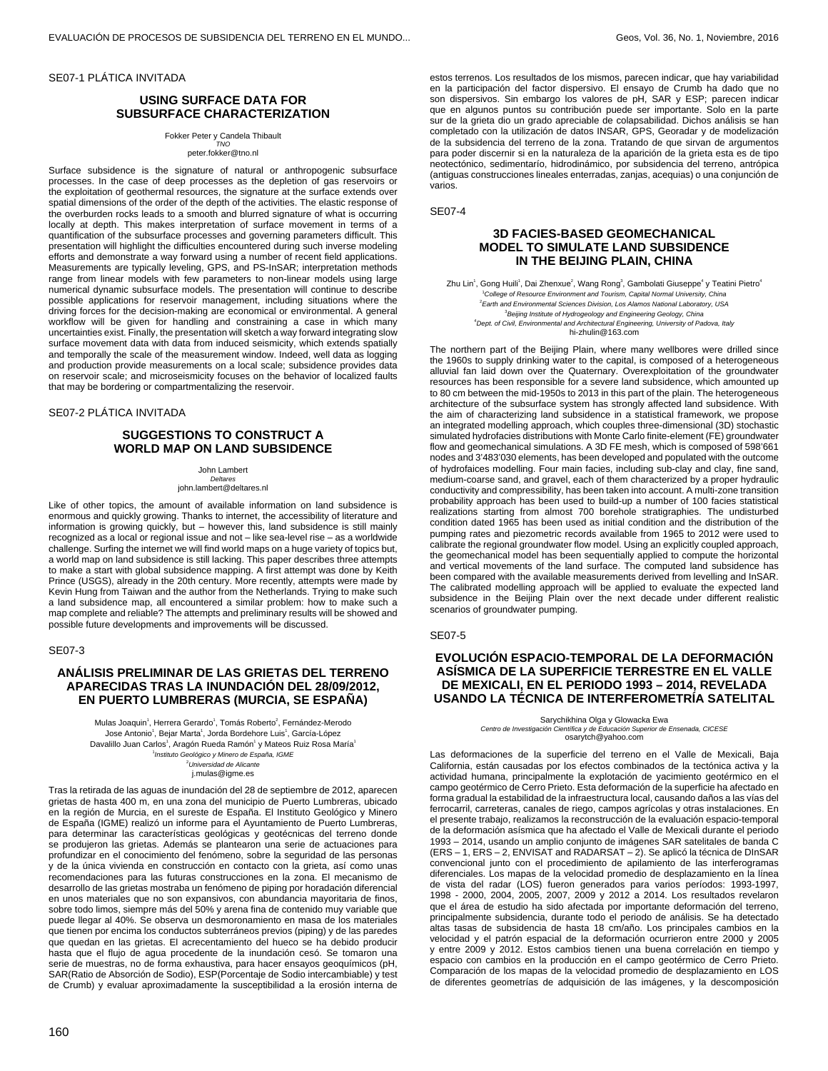SE07-1 PLÁTICA INVITADA

## USING SURFACE DATA FOR SUBSURFACE CHARACTERIZATION

Fokker Peter y Candela Thibault
*TNO*
peter.fokker@tno.nl

Surface subsidence is the signature of natural or anthropogenic subsurface processes. In the case of deep processes as the depletion of gas reservoirs or the exploitation of geothermal resources, the signature at the surface extends over spatial dimensions of the order of the depth of the activities. The elastic response of the overburden rocks leads to a smooth and blurred signature of what is occurring locally at depth. This makes interpretation of surface movement in terms of a quantification of the subsurface processes and governing parameters difficult. This presentation will highlight the difficulties encountered during such inverse modeling efforts and demonstrate a way forward using a number of recent field applications. Measurements are typically leveling, GPS, and PS-InSAR; interpretation methods range from linear models with few parameters to non-linear models using large numerical dynamic subsurface models. The presentation will continue to describe possible applications for reservoir management, including situations where the driving forces for the decision-making are economical or environmental. A general workflow will be given for handling and constraining a case in which many uncertainties exist. Finally, the presentation will sketch a way forward integrating slow surface movement data with data from induced seismicity, which extends spatially and temporally the scale of the measurement window. Indeed, well data as logging and production provide measurements on a local scale; subsidence provides data on reservoir scale; and microseismicity focuses on the behavior of localized faults that may be bordering or compartmentalizing the reservoir.

SE07-2 PLÁTICA INVITADA

## SUGGESTIONS TO CONSTRUCT A WORLD MAP ON LAND SUBSIDENCE

John Lambert
*Deltares*
john.lambert@deltares.nl

Like of other topics, the amount of available information on land subsidence is enormous and quickly growing. Thanks to internet, the accessibility of literature and information is growing quickly, but – however this, land subsidence is still mainly recognized as a local or regional issue and not – like sea-level rise – as a worldwide challenge. Surfing the internet we will find world maps on a huge variety of topics but, a world map on land subsidence is still lacking. This paper describes three attempts to make a start with global subsidence mapping. A first attempt was done by Keith Prince (USGS), already in the 20th century. More recently, attempts were made by Kevin Hung from Taiwan and the author from the Netherlands. Trying to make such a land subsidence map, all encountered a similar problem: how to make such a map complete and reliable? The attempts and preliminary results will be showed and possible future developments and improvements will be discussed.

SE07-3

## ANÁLISIS PRELIMINAR DE LAS GRIETAS DEL TERRENO APARECIDAS TRAS LA INUNDACIÓN DEL 28/09/2012, EN PUERTO LUMBRERAS (MURCIA, SE ESPAÑA)

Mulas Joaquin[1], Herrera Gerardo[1], Tomás Roberto[2], Fernández-Merodo Jose Antonio[1], Bejar Marta[1], Jorda Bordehore Luis[1], García-López Davalillo Juan Carlos[1], Aragón Rueda Ramón[1] y Mateos Ruiz Rosa María[1]
[1]*Instituto Geológico y Minero de España, IGME*
[2]*Universidad de Alicante*
j.mulas@igme.es

Tras la retirada de las aguas de inundación del 28 de septiembre de 2012, aparecen grietas de hasta 400 m, en una zona del municipio de Puerto Lumbreras, ubicado en la región de Murcia, en el sureste de España. El Instituto Geológico y Minero de España (IGME) realizó un informe para el Ayuntamiento de Puerto Lumbreras, para determinar las características geológicas y geotécnicas del terreno donde se produjeron las grietas. Además se plantearon una serie de actuaciones para profundizar en el conocimiento del fenómeno, sobre la seguridad de las personas y de la única vivienda en construcción en contacto con la grieta, así como unas recomendaciones para las futuras construcciones en la zona. El mecanismo de desarrollo de las grietas mostraba un fenómeno de piping por horadación diferencial en unos materiales que no son expansivos, con abundancia mayoritaria de finos, sobre todo limos, siempre más del 50% y arena fina de contenido muy variable que puede llegar al 40%. Se observa un desmoronamiento en masa de los materiales que tienen por encima los conductos subterráneos previos (piping) y de las paredes que quedan en las grietas. El acrecentamiento del hueco se ha debido producir hasta que el flujo de agua procedente de la inundación cesó. Se tomaron una serie de muestras, no de forma exhaustiva, para hacer ensayos geoquímicos (pH, SAR(Ratio de Absorción de Sodio), ESP(Porcentaje de Sodio intercambiable) y test de Crumb) y evaluar aproximadamente la susceptibilidad a la erosión interna de estos terrenos. Los resultados de los mismos, parecen indicar, que hay variabilidad en la participación del factor dispersivo. El ensayo de Crumb ha dado que no son dispersivos. Sin embargo los valores de pH, SAR y ESP; parecen indicar que en algunos puntos su contribución puede ser importante. Solo en la parte sur de la grieta dio un grado apreciable de colapsabilidad. Dichos análisis se han completado con la utilización de datos INSAR, GPS, Georadar y de modelización de la subsidencia del terreno de la zona. Tratando de que sirvan de argumentos para poder discernir si en la naturaleza de la aparición de la grieta esta es de tipo neotectónico, sedimentario, hidrodinámico, por subsidencia del terreno, antrópica (antiguas construcciones lineales enterradas, zanjas, acequias) o una conjunción de varios.

SE07-4

## 3D FACIES-BASED GEOMECHANICAL MODEL TO SIMULATE LAND SUBSIDENCE IN THE BEIJING PLAIN, CHINA

Zhu Lin[1], Gong Huili[1], Dai Zhenxue[2], Wang Rong[3], Gambolati Giuseppe[4] y Teatini Pietro[4]
[1]*College of Resource Environment and Tourism, Capital Normal University, China*
[2]*Earth and Environmental Sciences Division, Los Alamos National Laboratory, USA*
[3]*Beijing Institute of Hydrogeology and Engineering Geology, China*
[4]*Dept. of Civil, Environmental and Architectural Engineering, University of Padova, Italy*
hi-zhulin@163.com

The northern part of the Beijing Plain, where many wellbores were drilled since the 1960s to supply drinking water to the capital, is composed of a heterogeneous alluvial fan laid down over the Quaternary. Overexploitation of the groundwater resources has been responsible for a severe land subsidence, which amounted up to 80 cm between the mid-1950s to 2013 in this part of the plain. The heterogeneous architecture of the subsurface system has strongly affected land subsidence. With the aim of characterizing land subsidence in a statistical framework, we propose an integrated modelling approach, which couples three-dimensional (3D) stochastic simulated hydrofacies distributions with Monte Carlo finite-element (FE) groundwater flow and geomechanical simulations. A 3D FE mesh, which is composed of 598'661 nodes and 3'483'030 elements, has been developed and populated with the outcome of hydrofaices modelling. Four main facies, including sub-clay and clay, fine sand, medium-coarse sand, and gravel, each of them characterized by a proper hydraulic conductivity and compressibility, has been taken into account. A multi-zone transition probability approach has been used to build-up a number of 100 facies statistical realizations starting from almost 700 borehole stratigraphies. The undisturbed condition dated 1965 has been used as initial condition and the distribution of the pumping rates and piezometric records available from 1965 to 2012 were used to calibrate the regional groundwater flow model. Using an explicitly coupled approach, the geomechanical model has been sequentially applied to compute the horizontal and vertical movements of the land surface. The computed land subsidence has been compared with the available measurements derived from levelling and InSAR. The calibrated modelling approach will be applied to evaluate the expected land subsidence in the Beijing Plain over the next decade under different realistic scenarios of groundwater pumping.

SE07-5

## EVOLUCIÓN ESPACIO-TEMPORAL DE LA DEFORMACIÓN ASÍSMICA DE LA SUPERFICIE TERRESTRE EN EL VALLE DE MEXICALI, EN EL PERIODO 1993 – 2014, REVELADA USANDO LA TÉCNICA DE INTERFEROMETRÍA SATELITAL

Sarychikhina Olga y Glowacka Ewa
*Centro de Investigación Científica y de Educación Superior de Ensenada, CICESE*
osarytch@yahoo.com

Las deformaciones de la superficie del terreno en el Valle de Mexicali, Baja California, están causadas por los efectos combinados de la tectónica activa y la actividad humana, principalmente la explotación de yacimiento geotérmico en el campo geotérmico de Cerro Prieto. Esta deformación de la superficie ha afectado en forma gradual la estabilidad de la infraestructura local, causando daños a las vías del ferrocarril, carreteras, canales de riego, campos agrícolas y otras instalaciones. En el presente trabajo, realizamos la reconstrucción de la evaluación espacio-temporal de la deformación asísmica que ha afectado el Valle de Mexicali durante el periodo 1993 – 2014, usando un amplio conjunto de imágenes SAR satelitales de banda C (ERS – 1, ERS – 2, ENVISAT and RADARSAT – 2). Se aplicó la técnica de DInSAR convencional junto con el procedimiento de apilamiento de los interferogramas diferenciales. Los mapas de la velocidad promedio de desplazamiento en la línea de vista del radar (LOS) fueron generados para varios periodos: 1993-1997, 1998 - 2000, 2004, 2005, 2007, 2009 y 2012 a 2014. Los resultados revelaron que el área de estudio ha sido afectada por importante deformación del terreno, principalmente subsidencia, durante todo el periodo de análisis. Se ha detectado altas tasas de subsidencia de hasta 18 cm/año. Los principales cambios en la velocidad y el patrón espacial de la deformación ocurrieron entre 2000 y 2005 y entre 2009 y 2012. Estos cambios tienen una buena correlación en tiempo y espacio con cambios en la producción en el campo geotérmico de Cerro Prieto. Comparación de los mapas de la velocidad promedio de desplazamiento en LOS de diferentes geometrías de adquisición de las imágenes, y la descomposición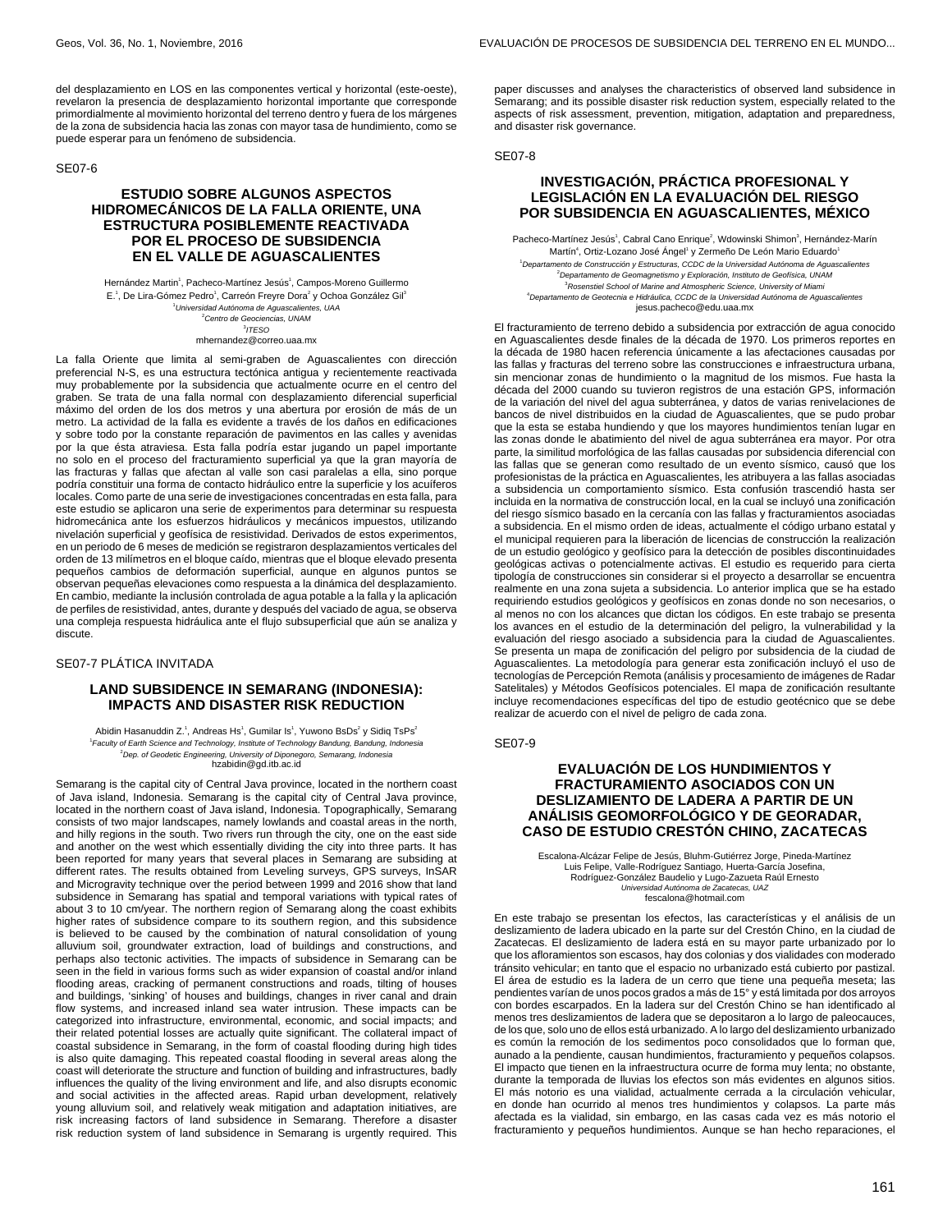del desplazamiento en LOS en las componentes vertical y horizontal (este-oeste), revelaron la presencia de desplazamiento horizontal importante que corresponde primordialmente al movimiento horizontal del terreno dentro y fuera de los márgenes de la zona de subsidencia hacia las zonas con mayor tasa de hundimiento, como se puede esperar para un fenómeno de subsidencia.

SE07-6

## ESTUDIO SOBRE ALGUNOS ASPECTOS HIDROMECÁNICOS DE LA FALLA ORIENTE, UNA ESTRUCTURA POSIBLEMENTE REACTIVADA POR EL PROCESO DE SUBSIDENCIA EN EL VALLE DE AGUASCALIENTES

Hernández Martin[1], Pacheco-Martínez Jesús[1], Campos-Moreno Guillermo E.[1], De Lira-Gómez Pedro[1], Carreón Freyre Dora[2] y Ochoa González Gil[3]
[1]*Universidad Autónoma de Aguascalientes, UAA*
[2]*Centro de Geociencias, UNAM*
[3]*ITESO*
mhernandez@correo.uaa.mx

La falla Oriente que limita al semi-graben de Aguascalientes con dirección preferencial N-S, es una estructura tectónica antigua y recientemente reactivada muy probablemente por la subsidencia que actualmente ocurre en el centro del graben. Se trata de una falla normal con desplazamiento diferencial superficial máximo del orden de los dos metros y una abertura por erosión de más de un metro. La actividad de la falla es evidente a través de los daños en edificaciones y sobre todo por la constante reparación de pavimentos en las calles y avenidas por la que ésta atraviesa. Esta falla podría estar jugando un papel importante no solo en el proceso del fracturamiento superficial ya que la gran mayoría de las fracturas y fallas que afectan al valle son casi paralelas a ella, sino porque podría constituir una forma de contacto hidráulico entre la superficie y los acuíferos locales. Como parte de una serie de investigaciones concentradas en esta falla, para este estudio se aplicaron una serie de experimentos para determinar su respuesta hidromecánica ante los esfuerzos hidráulicos y mecánicos impuestos, utilizando nivelación superficial y geofísica de resistividad. Derivados de estos experimentos, en un periodo de 6 meses de medición se registraron desplazamientos verticales del orden de 13 milímetros en el bloque caído, mientras que el bloque elevado presenta pequeños cambios de deformación superficial, aunque en algunos puntos se observan pequeñas elevaciones como respuesta a la dinámica del desplazamiento. En cambio, mediante la inclusión controlada de agua potable a la falla y la aplicación de perfiles de resistividad, antes, durante y después del vaciado de agua, se observa una compleja respuesta hidráulica ante el flujo subsuperficial que aún se analiza y discute.

SE07-7 PLÁTICA INVITADA

## LAND SUBSIDENCE IN SEMARANG (INDONESIA): IMPACTS AND DISASTER RISK REDUCTION

Abidin Hasanuddin Z.[1], Andreas Hs[1], Gumilar Is[1], Yuwono BsDs[2] y Sidiq TsPs[2]
[1]*Faculty of Earth Science and Technology, Institute of Technology Bandung, Bandung, Indonesia*
[2]*Dep. of Geodetic Engineering, University of Diponegoro, Semarang, Indonesia*
hzabidin@gd.itb.ac.id

Semarang is the capital city of Central Java province, located in the northern coast of Java island, Indonesia. Semarang is the capital city of Central Java province, located in the northern coast of Java island, Indonesia. Topographically, Semarang consists of two major landscapes, namely lowlands and coastal areas in the north, and hilly regions in the south. Two rivers run through the city, one on the east side and another on the west which essentially dividing the city into three parts. It has been reported for many years that several places in Semarang are subsiding at different rates. The results obtained from Leveling surveys, GPS surveys, InSAR and Microgravity technique over the period between 1999 and 2016 show that land subsidence in Semarang has spatial and temporal variations with typical rates of about 3 to 10 cm/year. The northern region of Semarang along the coast exhibits higher rates of subsidence compare to its southern region, and this subsidence is believed to be caused by the combination of natural consolidation of young alluvium soil, groundwater extraction, load of buildings and constructions, and perhaps also tectonic activities. The impacts of subsidence in Semarang can be seen in the field in various forms such as wider expansion of coastal and/or inland flooding areas, cracking of permanent constructions and roads, tilting of houses and buildings, 'sinking' of houses and buildings, changes in river canal and drain flow systems, and increased inland sea water intrusion. These impacts can be categorized into infrastructure, environmental, economic, and social impacts; and their related potential losses are actually quite significant. The collateral impact of coastal subsidence in Semarang, in the form of coastal flooding during high tides is also quite damaging. This repeated coastal flooding in several areas along the coast will deteriorate the structure and function of building and infrastructures, badly influences the quality of the living environment and life, and also disrupts economic and social activities in the affected areas. Rapid urban development, relatively young alluvium soil, and relatively weak mitigation and adaptation initiatives, are risk increasing factors of land subsidence in Semarang. Therefore a disaster risk reduction system of land subsidence in Semarang is urgently required. This paper discusses and analyses the characteristics of observed land subsidence in Semarang; and its possible disaster risk reduction system, especially related to the aspects of risk assessment, prevention, mitigation, adaptation and preparedness, and disaster risk governance.

SE07-8

## INVESTIGACIÓN, PRÁCTICA PROFESIONAL Y LEGISLACIÓN EN LA EVALUACIÓN DEL RIESGO POR SUBSIDENCIA EN AGUASCALIENTES, MÉXICO

Pacheco-Martínez Jesús[1], Cabral Cano Enrique[2], Wdowinski Shimon[3], Hernández-Marín Martín[4], Ortiz-Lozano José Ángel[1] y Zermeño De León Mario Eduardo[1]
[1]*Departamento de Construcción y Estructuras, CCDC de la Universidad Autónoma de Aguascalientes*
[2]*Departamento de Geomagnetismo y Exploración, Instituto de Geofísica, UNAM*
[3]*Rosenstiel School of Marine and Atmospheric Science, University of Miami*
[4]*Departamento de Geotecnia e Hidráulica, CCDC de la Universidad Autónoma de Aguascalientes*
jesus.pacheco@edu.uaa.mx

El fracturamiento de terreno debido a subsidencia por extracción de agua conocido en Aguascalientes desde finales de la década de 1970. Los primeros reportes en la década de 1980 hacen referencia únicamente a las afectaciones causadas por las fallas y fracturas del terreno sobre las construcciones e infraestructura urbana, sin mencionar zonas de hundimiento o la magnitud de los mismos. Fue hasta la década del 2000 cuando su tuvieron registros de una estación GPS, información de la variación del nivel del agua subterránea, y datos de varias renivelaciones de bancos de nivel distribuidos en la ciudad de Aguascalientes, que se pudo probar que la esta se estaba hundiendo y que los mayores hundimientos tenían lugar en las zonas donde le abatimiento del nivel de agua subterránea era mayor. Por otra parte, la similitud morfológica de las fallas causadas por subsidencia diferencial con las fallas que se generan como resultado de un evento sísmico, causó que los profesionistas de la práctica en Aguascalientes, les atribuyera a las fallas asociadas a subsidencia un comportamiento sísmico. Esta confusión trascendió hasta ser incluida en la normativa de construcción local, en la cual se incluyó una zonificación del riesgo sísmico basado en la cercanía con las fallas y fracturamientos asociadas a subsidencia. En el mismo orden de ideas, actualmente el código urbano estatal y el municipal requieren para la liberación de licencias de construcción la realización de un estudio geológico y geofísico para la detección de posibles discontinuidades geológicas activas o potencialmente activas. El estudio es requerido para cierta tipología de construcciones sin considerar si el proyecto a desarrollar se encuentra realmente en una zona sujeta a subsidencia. Lo anterior implica que se ha estado requiriendo estudios geológicos y geofísicos en zonas donde no son necesarios, o al menos no con los alcances que dictan los códigos. En este trabajo se presenta los avances en el estudio de la determinación del peligro, la vulnerabilidad y la evaluación del riesgo asociado a subsidencia para la ciudad de Aguascalientes. Se presenta un mapa de zonificación del peligro por subsidencia de la ciudad de Aguascalientes. La metodología para generar esta zonificación incluyó el uso de tecnologías de Percepción Remota (análisis y procesamiento de imágenes de Radar Satelitales) y Métodos Geofísicos potenciales. El mapa de zonificación resultante incluye recomendaciones específicas del tipo de estudio geotécnico que se debe realizar de acuerdo con el nivel de peligro de cada zona.

SE07-9

## EVALUACIÓN DE LOS HUNDIMIENTOS Y FRACTURAMIENTO ASOCIADOS CON UN DESLIZAMIENTO DE LADERA A PARTIR DE UN ANÁLISIS GEOMORFOLÓGICO Y DE GEORADAR, CASO DE ESTUDIO CRESTÓN CHINO, ZACATECAS

Escalona-Alcázar Felipe de Jesús, Bluhm-Gutiérrez Jorge, Pineda-Martínez Luis Felipe, Valle-Rodríguez Santiago, Huerta-García Josefina, Rodríguez-González Baudelio y Lugo-Zazueta Raúl Ernesto
*Universidad Autónoma de Zacatecas, UAZ*
fescalona@hotmail.com

En este trabajo se presentan los efectos, las características y el análisis de un deslizamiento de ladera ubicado en la parte sur del Crestón Chino, en la ciudad de Zacatecas. El deslizamiento de ladera está en su mayor parte urbanizado por lo que los afloramientos son escasos, hay dos colonias y dos vialidades con moderado tránsito vehicular; en tanto que el espacio no urbanizado está cubierto por pastizal. El área de estudio es la ladera de un cerro que tiene una pequeña meseta; las pendientes varían de unos pocos grados a más de 15° y está limitada por dos arroyos con bordes escarpados. En la ladera sur del Crestón Chino se han identificado al menos tres deslizamientos de ladera que se depositaron a lo largo de paleocauces, de los que, solo uno de ellos está urbanizado. A lo largo del deslizamiento urbanizado es común la remoción de los sedimentos poco consolidados que lo forman que, aunado a la pendiente, causan hundimientos, fracturamiento y pequeños colapsos. El impacto que tienen en la infraestructura ocurre de forma muy lenta; no obstante, durante la temporada de lluvias los efectos son más evidentes en algunos sitios. El más notorio es una vialidad, actualmente cerrada a la circulación vehicular, en donde han ocurrido al menos tres hundimientos y colapsos. La parte más afectada es la vialidad, sin embargo, en las casas cada vez es más notorio el fracturamiento y pequeños hundimientos. Aunque se han hecho reparaciones, el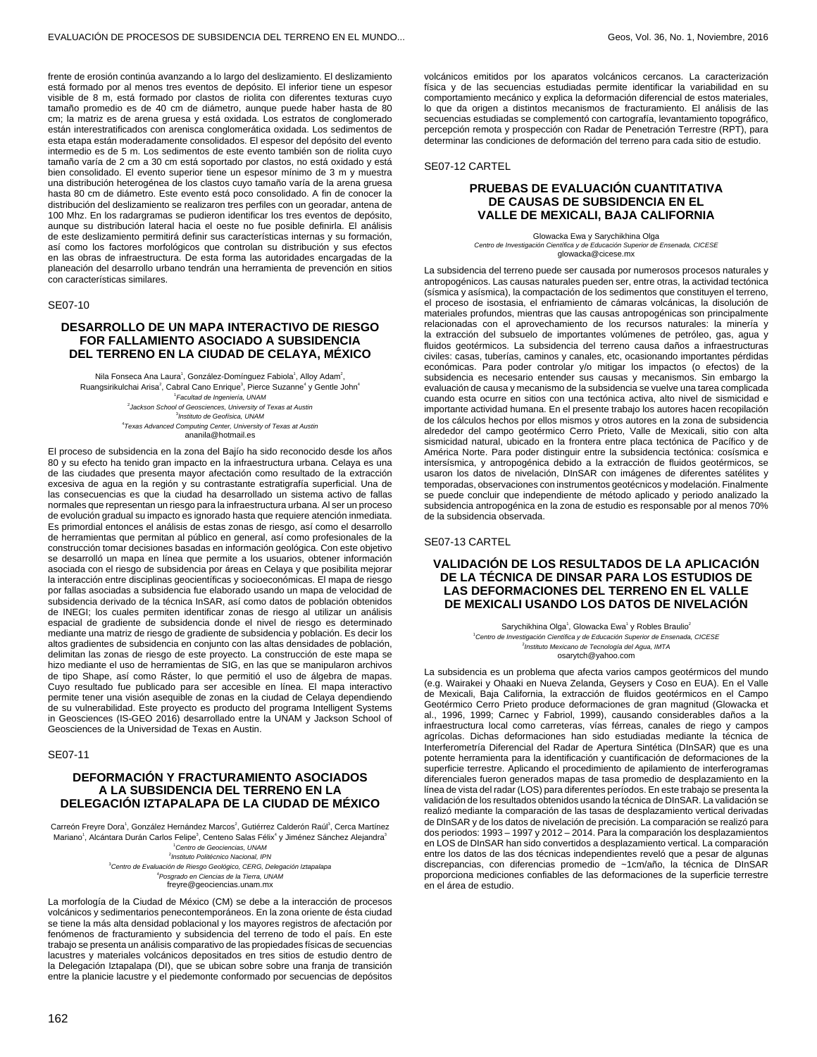frente de erosión continúa avanzando a lo largo del deslizamiento. El deslizamiento está formado por al menos tres eventos de depósito. El inferior tiene un espesor visible de 8 m, está formado por clastos de riolita con diferentes texturas cuyo tamaño promedio es de 40 cm de diámetro, aunque puede haber hasta de 80 cm; la matriz es de arena gruesa y está oxidada. Los estratos de conglomerado están interestratificados con arenisca conglomerática oxidada. Los sedimentos de esta etapa están moderadamente consolidados. El espesor del depósito del evento intermedio es de 5 m. Los sedimentos de este evento también son de riolita cuyo tamaño varía de 2 cm a 30 cm está soportado por clastos, no está oxidado y está bien consolidado. El evento superior tiene un espesor mínimo de 3 m y muestra una distribución heterogénea de los clastos cuyo tamaño varía de la arena gruesa hasta 80 cm de diámetro. Este evento está poco consolidado. A fin de conocer la distribución del deslizamiento se realizaron tres perfiles con un georadar, antena de 100 Mhz. En los radargramas se pudieron identificar los tres eventos de depósito, aunque su distribución lateral hacia el oeste no fue posible definirla. El análisis de este deslizamiento permitirá definir sus características internas y su formación, así como los factores morfológicos que controlan su distribución y sus efectos en las obras de infraestructura. De esta forma las autoridades encargadas de la planeación del desarrollo urbano tendrán una herramienta de prevención en sitios con características similares.

SE07-10

## DESARROLLO DE UN MAPA INTERACTIVO DE RIESGO FOR FALLAMIENTO ASOCIADO A SUBSIDENCIA DEL TERRENO EN LA CIUDAD DE CELAYA, MÉXICO

Nila Fonseca Ana Laura[1], González-Domínguez Fabiola[1], Alloy Adam[2], Ruangsirikulchai Arisa[2], Cabral Cano Enrique[3], Pierce Suzanne[4] y Gentle John[4]

[1]*Facultad de Ingeniería, UNAM*
[2]*Jackson School of Geosciences, University of Texas at Austin*
[3]*Instituto de Geofísica, UNAM*
[4]*Texas Advanced Computing Center, University of Texas at Austin*
ananila@hotmail.es

El proceso de subsidencia en la zona del Bajío ha sido reconocido desde los años 80 y su efecto ha tenido gran impacto en la infraestructura urbana. Celaya es una de las ciudades que presenta mayor afectación como resultado de la extracción excesiva de agua en la región y su contrastante estratigrafía superficial. Una de las consecuencias es que la ciudad ha desarrollado un sistema activo de fallas normales que representan un riesgo para la infraestructura urbana. Al ser un proceso de evolución gradual su impacto es ignorado hasta que requiere atención inmediata. Es primordial entonces el análisis de estas zonas de riesgo, así como el desarrollo de herramientas que permitan al público en general, así como profesionales de la construcción tomar decisiones basadas en información geológica. Con este objetivo se desarrolló un mapa en línea que permite a los usuarios, obtener información asociada con el riesgo de subsidencia por áreas en Celaya y que posibilita mejorar la interacción entre disciplinas geocientíficas y socioeconómicas. El mapa de riesgo por fallas asociadas a subsidencia fue elaborado usando un mapa de velocidad de subsidencia derivado de la técnica InSAR, así como datos de población obtenidos de INEGI; los cuales permiten identificar zonas de riesgo al utilizar un análisis espacial de gradiente de subsidencia donde el nivel de riesgo es determinado mediante una matriz de riesgo de gradiente de subsidencia y población. Es decir los altos gradientes de subsidencia en conjunto con las altas densidades de población, delimitan las zonas de riesgo de este proyecto. La construcción de este mapa se hizo mediante el uso de herramientas de SIG, en las que se manipularon archivos de tipo Shape, así como Ráster, lo que permitió el uso de álgebra de mapas. Cuyo resultado fue publicado para ser accesible en línea. El mapa interactivo permite tener una visión asequible de zonas en la ciudad de Celaya dependiendo de su vulnerabilidad. Este proyecto es producto del programa Intelligent Systems in Geosciences (IS-GEO 2016) desarrollado entre la UNAM y Jackson School of Geosciences de la Universidad de Texas en Austin.

SE07-11

## DEFORMACIÓN Y FRACTURAMIENTO ASOCIADOS A LA SUBSIDENCIA DEL TERRENO EN LA DELEGACIÓN IZTAPALAPA DE LA CIUDAD DE MÉXICO

Carreón Freyre Dora[1], González Hernández Marcos[2], Gutiérrez Calderón Raúl[3], Cerca Martínez Mariano[1], Alcántara Durán Carlos Felipe[3], Centeno Salas Félix[4] y Jiménez Sánchez Alejandra[3]

[1]*Centro de Geociencias, UNAM*
[2]*Instituto Politécnico Nacional, IPN*
[3]*Centro de Evaluación de Riesgo Geológico, CERG, Delegación Iztapalapa*
[4]*Posgrado en Ciencias de la Tierra, UNAM*
freyre@geociencias.unam.mx

La morfología de la Ciudad de México (CM) se debe a la interacción de procesos volcánicos y sedimentarios penecontemporáneos. En la zona oriente de ésta ciudad se tiene la más alta densidad poblacional y los mayores registros de afectación por fenómenos de fracturamiento y subsidencia del terreno de todo el país. En este trabajo se presenta un análisis comparativo de las propiedades físicas de secuencias lacustres y materiales volcánicos depositados en tres sitios de estudio dentro de la Delegación Iztapalapa (DI), que se ubican sobre sobre una franja de transición entre la planicie lacustre y el piedemonte conformado por secuencias de depósitos volcánicos emitidos por los aparatos volcánicos cercanos. La caracterización física y de las secuencias estudiadas permite identificar la variabilidad en su comportamiento mecánico y explica la deformación diferencial de estos materiales, lo que da origen a distintos mecanismos de fracturamiento. El análisis de las secuencias estudiadas se complementó con cartografía, levantamiento topográfico, percepción remota y prospección con Radar de Penetración Terrestre (RPT), para determinar las condiciones de deformación del terreno para cada sitio de estudio.

SE07-12 CARTEL

## PRUEBAS DE EVALUACIÓN CUANTITATIVA DE CAUSAS DE SUBSIDENCIA EN EL VALLE DE MEXICALI, BAJA CALIFORNIA

Glowacka Ewa y Sarychikhina Olga

*Centro de Investigación Científica y de Educación Superior de Ensenada, CICESE*
glowacka@cicese.mx

La subsidencia del terreno puede ser causada por numerosos procesos naturales y antropogénicos. Las causas naturales pueden ser, entre otras, la actividad tectónica (sísmica y asísmica), la compactación de los sedimentos que constituyen el terreno, el proceso de isostasia, el enfriamiento de cámaras volcánicas, la disolución de materiales profundos, mientras que las causas antropogénicas son principalmente relacionadas con el aprovechamiento de los recursos naturales: la minería y la extracción del subsuelo de importantes volúmenes de petróleo, gas, agua y fluidos geotérmicos. La subsidencia del terreno causa daños a infraestructuras civiles: casas, tuberías, caminos y canales, etc, ocasionando importantes pérdidas económicas. Para poder controlar y/o mitigar los impactos (o efectos) de la subsidencia es necesario entender sus causas y mecanismos. Sin embargo la evaluación de causa y mecanismo de la subsidencia se vuelve una tarea complicada cuando esta ocurre en sitios con una tectónica activa, alto nivel de sismicidad e importante actividad humana. En el presente trabajo los autores hacen recopilación de los cálculos hechos por ellos mismos y otros autores en la zona de subsidencia alrededor del campo geotérmico Cerro Prieto, Valle de Mexicali, sitio con alta sismicidad natural, ubicado en la frontera entre placa tectónica de Pacífico y de América Norte. Para poder distinguir entre la subsidencia tectónica: cosísmica e intersísmica, y antropogénica debido a la extracción de fluidos geotérmicos, se usaron los datos de nivelación, DInSAR con imágenes de diferentes satélites y temporadas, observaciones con instrumentos geotécnicos y modelación. Finalmente se puede concluir que independiente de método aplicado y periodo analizado la subsidencia antropogénica en la zona de estudio es responsable por al menos 70% de la subsidencia observada.

SE07-13 CARTEL

## VALIDACIÓN DE LOS RESULTADOS DE LA APLICACIÓN DE LA TÉCNICA DE DINSAR PARA LOS ESTUDIOS DE LAS DEFORMACIONES DEL TERRENO EN EL VALLE DE MEXICALI USANDO LOS DATOS DE NIVELACIÓN

Sarychikhina Olga[1], Glowacka Ewa[1] y Robles Braulio[2]

[1]*Centro de Investigación Científica y de Educación Superior de Ensenada, CICESE*
[2]*Instituto Mexicano de Tecnología del Agua, IMTA*
osarytch@yahoo.com

La subsidencia es un problema que afecta varios campos geotérmicos del mundo (e.g. Wairakei y Ohaaki en Nueva Zelanda, Geysers y Coso en EUA). En el Valle de Mexicali, Baja California, la extracción de fluidos geotérmicos en el Campo Geotérmico Cerro Prieto produce deformaciones de gran magnitud (Glowacka et al., 1996, 1999; Carnec y Fabriol, 1999), causando considerables daños a la infraestructura local como carreteras, vías férreas, canales de riego y campos agrícolas. Dichas deformaciones han sido estudiadas mediante la técnica de Interferometría Diferencial del Radar de Apertura Sintética (DInSAR) que es una potente herramienta para la identificación y cuantificación de deformaciones de la superficie terrestre. Aplicando el procedimiento de apilamiento de interferogramas diferenciales fueron generados mapas de tasa promedio de desplazamiento en la línea de vista del radar (LOS) para diferentes períodos. En este trabajo se presenta la validación de los resultados obtenidos usando la técnica de DInSAR. La validación se realizó mediante la comparación de las tasas de desplazamiento vertical derivadas de DInSAR y de los datos de nivelación de precisión. La comparación se realizó para dos periodos: 1993 – 1997 y 2012 – 2014. Para la comparación los desplazamientos en LOS de DInSAR han sido convertidos a desplazamiento vertical. La comparación entre los datos de las dos técnicas independientes reveló que a pesar de algunas discrepancias, con diferencias promedio de ~1cm/año, la técnica de DInSAR proporciona mediciones confiables de las deformaciones de la superficie terrestre en el área de estudio.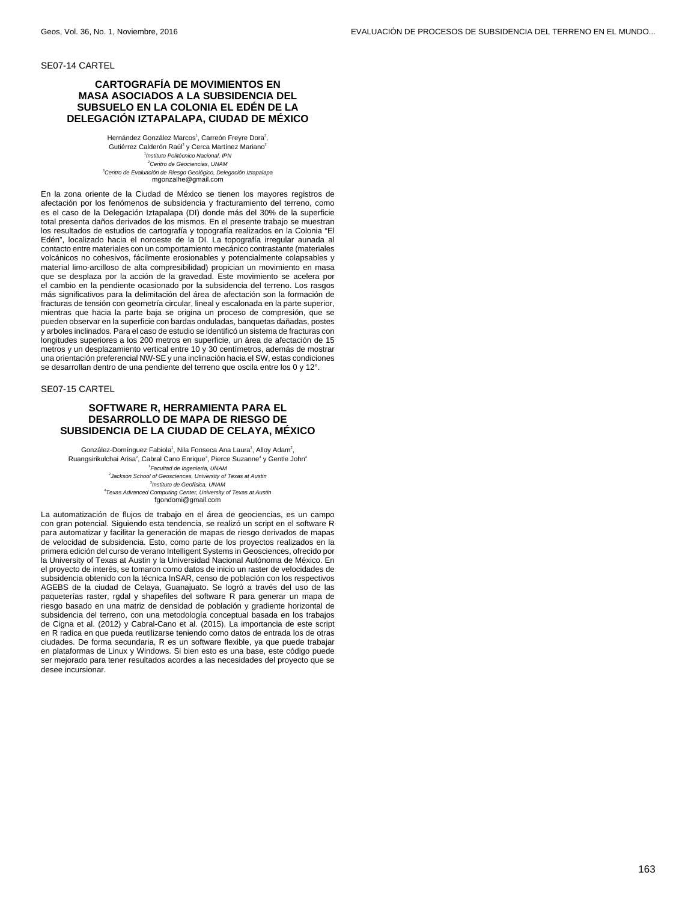SE07-14 CARTEL

## CARTOGRAFÍA DE MOVIMIENTOS EN MASA ASOCIADOS A LA SUBSIDENCIA DEL SUBSUELO EN LA COLONIA EL EDÉN DE LA DELEGACIÓN IZTAPALAPA, CIUDAD DE MÉXICO

Hernández González Marcos[1], Carreón Freyre Dora[2], Gutiérrez Calderón Raúl[3] y Cerca Martínez Mariano[2]

[1]*Instituto Politécnico Nacional, IPN*
[2]*Centro de Geociencias, UNAM*
[3]*Centro de Evaluación de Riesgo Geológico, Delegación Iztapalapa*
mgonzalhe@gmail.com

En la zona oriente de la Ciudad de México se tienen los mayores registros de afectación por los fenómenos de subsidencia y fracturamiento del terreno, como es el caso de la Delegación Iztapalapa (DI) donde más del 30% de la superficie total presenta daños derivados de los mismos. En el presente trabajo se muestran los resultados de estudios de cartografía y topografía realizados en la Colonia "El Edén", localizado hacia el noroeste de la DI. La topografía irregular aunada al contacto entre materiales con un comportamiento mecánico contrastante (materiales volcánicos no cohesivos, fácilmente erosionables y potencialmente colapsables y material limo-arcilloso de alta compresibilidad) propician un movimiento en masa que se desplaza por la acción de la gravedad. Este movimiento se acelera por el cambio en la pendiente ocasionado por la subsidencia del terreno. Los rasgos más significativos para la delimitación del área de afectación son la formación de fracturas de tensión con geometría circular, lineal y escalonada en la parte superior, mientras que hacia la parte baja se origina un proceso de compresión, que se pueden observar en la superficie con bardas onduladas, banquetas dañadas, postes y arboles inclinados. Para el caso de estudio se identificó un sistema de fracturas con longitudes superiores a los 200 metros en superficie, un área de afectación de 15 metros y un desplazamiento vertical entre 10 y 30 centímetros, además de mostrar una orientación preferencial NW-SE y una inclinación hacia el SW, estas condiciones se desarrollan dentro de una pendiente del terreno que oscila entre los 0 y 12°.

SE07-15 CARTEL

## SOFTWARE R, HERRAMIENTA PARA EL DESARROLLO DE MAPA DE RIESGO DE SUBSIDENCIA DE LA CIUDAD DE CELAYA, MÉXICO

González-Domínguez Fabiola[1], Nila Fonseca Ana Laura[1], Alloy Adam[2], Ruangsirikulchai Arisa[2], Cabral Cano Enrique[3], Pierce Suzanne[4] y Gentle John[4]

[1]*Facultad de Ingeniería, UNAM*
[2]*Jackson School of Geosciences, University of Texas at Austin*
[3]*Instituto de Geofísica, UNAM*
[4]*Texas Advanced Computing Center, University of Texas at Austin*
fgondomi@gmail.com

La automatización de flujos de trabajo en el área de geociencias, es un campo con gran potencial. Siguiendo esta tendencia, se realizó un script en el software R para automatizar y facilitar la generación de mapas de riesgo derivados de mapas de velocidad de subsidencia. Esto, como parte de los proyectos realizados en la primera edición del curso de verano Intelligent Systems in Geosciences, ofrecido por la University of Texas at Austin y la Universidad Nacional Autónoma de México. En el proyecto de interés, se tomaron como datos de inicio un raster de velocidades de subsidencia obtenido con la técnica InSAR, censo de población con los respectivos AGEBS de la ciudad de Celaya, Guanajuato. Se logró a través del uso de las paqueterías raster, rgdal y shapefiles del software R para generar un mapa de riesgo basado en una matriz de densidad de población y gradiente horizontal de subsidencia del terreno, con una metodología conceptual basada en los trabajos de Cigna et al. (2012) y Cabral-Cano et al. (2015). La importancia de este script en R radica en que pueda reutilizarse teniendo como datos de entrada los de otras ciudades. De forma secundaria, R es un software flexible, ya que puede trabajar en plataformas de Linux y Windows. Si bien esto es una base, este código puede ser mejorado para tener resultados acordes a las necesidades del proyecto que se desee incursionar.